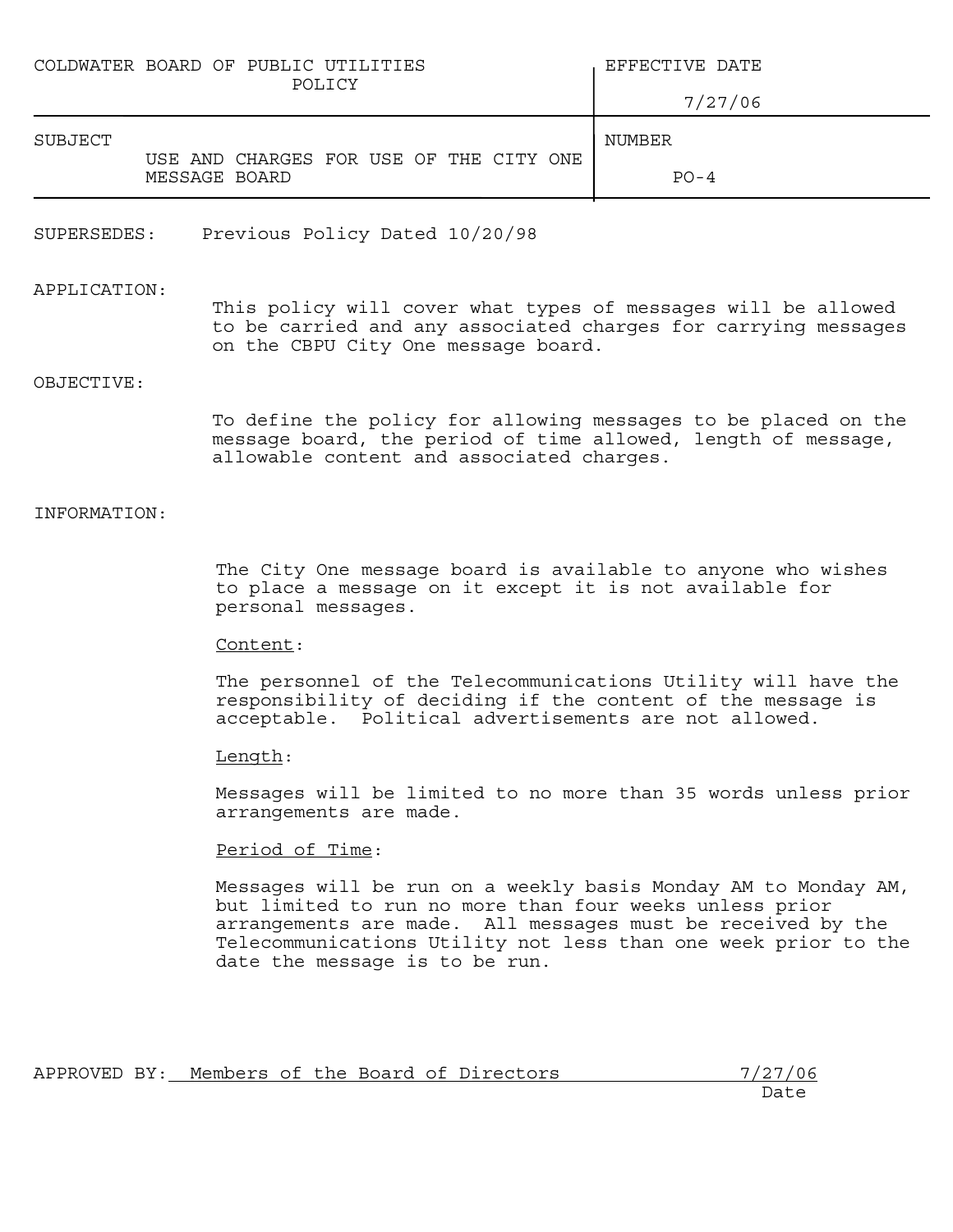| COLDWATER BOARD OF PUBLIC UTILITIES POLICY | EFFECTIVE DATE 7/27/06 |
| --- | --- |
| SUBJECT: USE AND CHARGES FOR USE OF THE CITY ONE MESSAGE BOARD | NUMBER PO-4 |

SUPERSEDES: Previous Policy Dated 10/20/98

APPLICATION:

This policy will cover what types of messages will be allowed to be carried and any associated charges for carrying messages on the CBPU City One message board.

OBJECTIVE:

To define the policy for allowing messages to be placed on the message board, the period of time allowed, length of message, allowable content and associated charges.

INFORMATION:

The City One message board is available to anyone who wishes to place a message on it except it is not available for personal messages.

Content:

The personnel of the Telecommunications Utility will have the responsibility of deciding if the content of the message is acceptable. Political advertisements are not allowed.

Length:

Messages will be limited to no more than 35 words unless prior arrangements are made.

Period of Time:

Messages will be run on a weekly basis Monday AM to Monday AM, but limited to run no more than four weeks unless prior arrangements are made. All messages must be received by the Telecommunications Utility not less than one week prior to the date the message is to be run.

APPROVED BY: Members of the Board of Directors 7/27/06
Date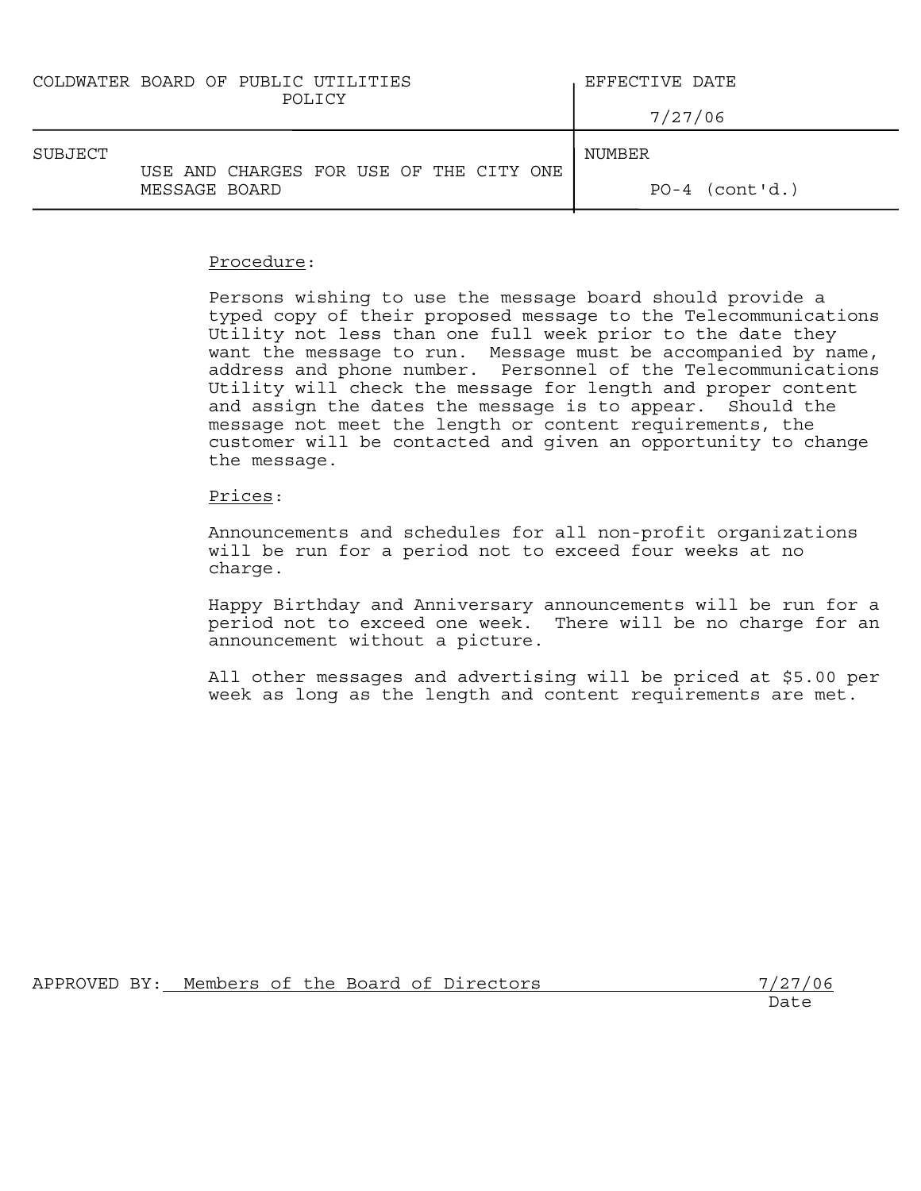| COLDWATER BOARD OF PUBLIC UTILITIES POLICY | EFFECTIVE DATE 7/27/06 |
| --- | --- |
| SUBJECT: USE AND CHARGES FOR USE OF THE CITY ONE MESSAGE BOARD | NUMBER PO-4 (cont'd.) |

<u>Procedure</u>:

Persons wishing to use the message board should provide a typed copy of their proposed message to the Telecommunications Utility not less than one full week prior to the date they want the message to run. Message must be accompanied by name, address and phone number. Personnel of the Telecommunications Utility will check the message for length and proper content and assign the dates the message is to appear. Should the message not meet the length or content requirements, the customer will be contacted and given an opportunity to change the message.

<u>Prices</u>:

Announcements and schedules for all non-profit organizations will be run for a period not to exceed four weeks at no charge.

Happy Birthday and Anniversary announcements will be run for a period not to exceed one week. There will be no charge for an announcement without a picture.

All other messages and advertising will be priced at $5.00 per week as long as the length and content requirements are met.

APPROVED BY: Members of the Board of Directors 7/27/06
Date